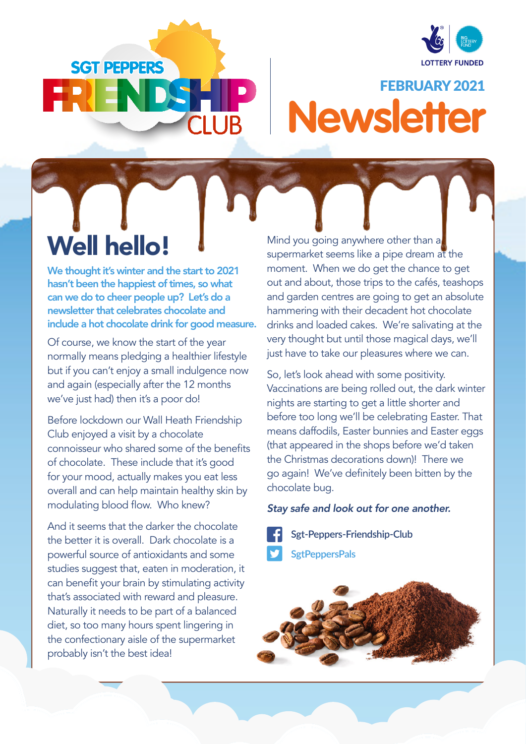SGT PEPPERS FRIENDSHIP CLUB

LOTTERY FUNDED

FEBRUARY 2021

# Newsletter

## Well hello!

**We thought it's winter and the start to 2021 hasn't been the happiest of times, so what can we do to cheer people up? Let's do a newsletter that celebrates chocolate and include a hot chocolate drink for good measure.**

Of course, we know the start of the year normally means pledging a healthier lifestyle but if you can't enjoy a small indulgence now and again (especially after the 12 months we've just had) then it's a poor do!

Before lockdown our Wall Heath Friendship Club enjoyed a visit by a chocolate connoisseur who shared some of the benefits of chocolate. These include that it's good for your mood, actually makes you eat less overall and can help maintain healthy skin by modulating blood flow. Who knew?

And it seems that the darker the chocolate the better it is overall. Dark chocolate is a powerful source of antioxidants and some studies suggest that, eaten in moderation, it can benefit your brain by stimulating activity that's associated with reward and pleasure. Naturally it needs to be part of a balanced diet, so too many hours spent lingering in the confectionary aisle of the supermarket probably isn't the best idea!

Mind you going anywhere other than a supermarket seems like a pipe dream at the moment. When we do get the chance to get out and about, those trips to the cafés, teashops and garden centres are going to get an absolute hammering with their decadent hot chocolate drinks and loaded cakes. We're salivating at the very thought but until those magical days, we'll just have to take our pleasures where we can.

So, let's look ahead with some positivity. Vaccinations are being rolled out, the dark winter nights are starting to get a little shorter and before too long we'll be celebrating Easter. That means daffodils, Easter bunnies and Easter eggs (that appeared in the shops before we'd taken the Christmas decorations down)! There we go again! We've definitely been bitten by the chocolate bug.

***Stay safe and look out for one another.***

Sgt-Peppers-Friendship-Club

SgtPeppersPals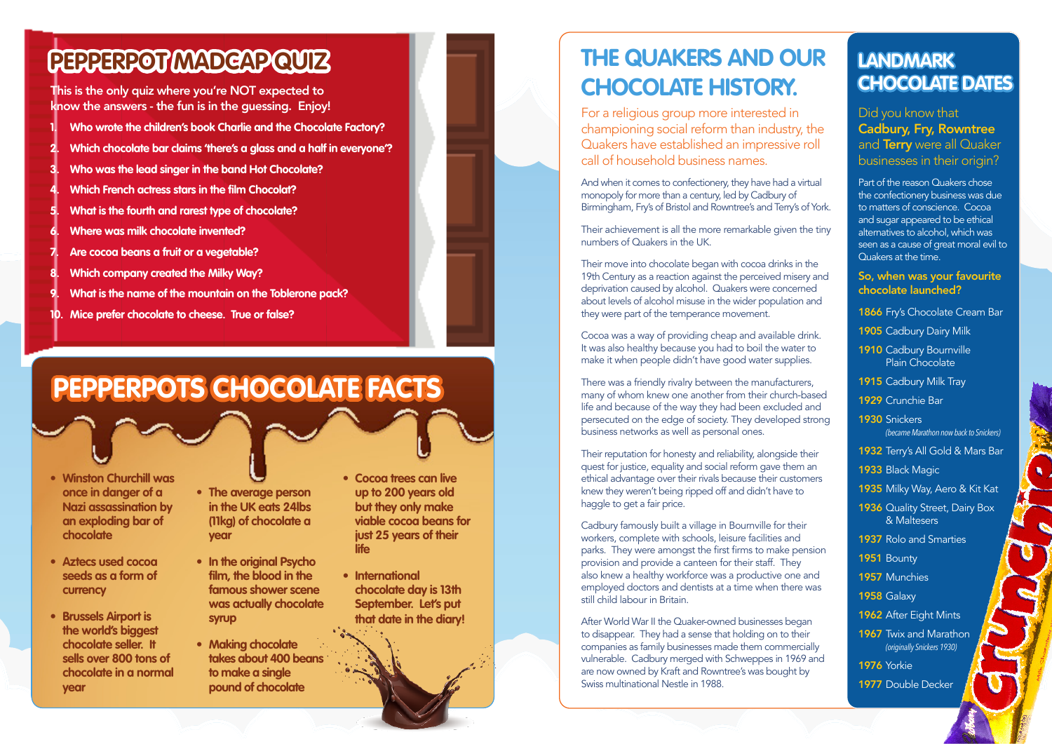# PEPPERPOT MADCAP QUIZ

This is the only quiz where you're NOT expected to know the answers - the fun is in the guessing. Enjoy!

1. Who wrote the children's book Charlie and the Chocolate Factory?
2. Which chocolate bar claims 'there's a glass and a half in everyone'?
3. Who was the lead singer in the band Hot Chocolate?
4. Which French actress stars in the film Chocolat?
5. What is the fourth and rarest type of chocolate?
6. Where was milk chocolate invented?
7. Are cocoa beans a fruit or a vegetable?
8. Which company created the Milky Way?
9. What is the name of the mountain on the Toblerone pack?
10. Mice prefer chocolate to cheese. True or false?

# PEPPERPOTS CHOCOLATE FACTS

- Winston Churchill was once in danger of a Nazi assassination by an exploding bar of chocolate
- Aztecs used cocoa seeds as a form of currency
- Brussels Airport is the world's biggest chocolate seller. It sells over 800 tons of chocolate in a normal year
- The average person in the UK eats 24lbs (11kg) of chocolate a year
- In the original Psycho film, the blood in the famous shower scene was actually chocolate syrup
- Making chocolate takes about 400 beans to make a single pound of chocolate
- Cocoa trees can live up to 200 years old but they only make viable cocoa beans for just 25 years of their life
- International chocolate day is 13th September. Let's put that date in the diary!

# THE QUAKERS AND OUR CHOCOLATE HISTORY.

For a religious group more interested in championing social reform than industry, the Quakers have established an impressive roll call of household business names.

And when it comes to confectionery, they have had a virtual monopoly for more than a century, led by Cadbury of Birmingham, Fry's of Bristol and Rowntree's and Terry's of York.

Their achievement is all the more remarkable given the tiny numbers of Quakers in the UK.

Their move into chocolate began with cocoa drinks in the 19th Century as a reaction against the perceived misery and deprivation caused by alcohol. Quakers were concerned about levels of alcohol misuse in the wider population and they were part of the temperance movement.

Cocoa was a way of providing cheap and available drink. It was also healthy because you had to boil the water to make it when people didn't have good water supplies.

There was a friendly rivalry between the manufacturers, many of whom knew one another from their church-based life and because of the way they had been excluded and persecuted on the edge of society. They developed strong business networks as well as personal ones.

Their reputation for honesty and reliability, alongside their quest for justice, equality and social reform gave them an ethical advantage over their rivals because their customers knew they weren't being ripped off and didn't have to haggle to get a fair price.

Cadbury famously built a village in Bournville for their workers, complete with schools, leisure facilities and parks. They were amongst the first firms to make pension provision and provide a canteen for their staff. They also knew a healthy workforce was a productive one and employed doctors and dentists at a time when there was still child labour in Britain.

After World War II the Quaker-owned businesses began to disappear. They had a sense that holding on to their companies as family businesses made them commercially vulnerable. Cadbury merged with Schweppes in 1969 and are now owned by Kraft and Rowntree's was bought by Swiss multinational Nestle in 1988.

# LANDMARK CHOCOLATE DATES

Did you know that **Cadbury, Fry, Rowntree** and **Terry** were all Quaker businesses in their origin?

Part of the reason Quakers chose the confectionery business was due to matters of conscience. Cocoa and sugar appeared to be ethical alternatives to alcohol, which was seen as a cause of great moral evil to Quakers at the time.

**So, when was your favourite chocolate launched?**

- **1866** Fry's Chocolate Cream Bar
- **1905** Cadbury Dairy Milk
- **1910** Cadbury Bournville Plain Chocolate
- **1915** Cadbury Milk Tray
- **1929** Crunchie Bar
- **1930** Snickers *(became Marathon now back to Snickers)*
- **1932** Terry's All Gold & Mars Bar
- **1933** Black Magic
- **1935** Milky Way, Aero & Kit Kat
- **1936** Quality Street, Dairy Box & Maltesers
- **1937** Rolo and Smarties
- **1951** Bounty
- **1957** Munchies
- **1958** Galaxy
- **1962** After Eight Mints
- **1967** Twix and Marathon *(originally Snickers 1930)*
- **1976** Yorkie
- **1977** Double Decker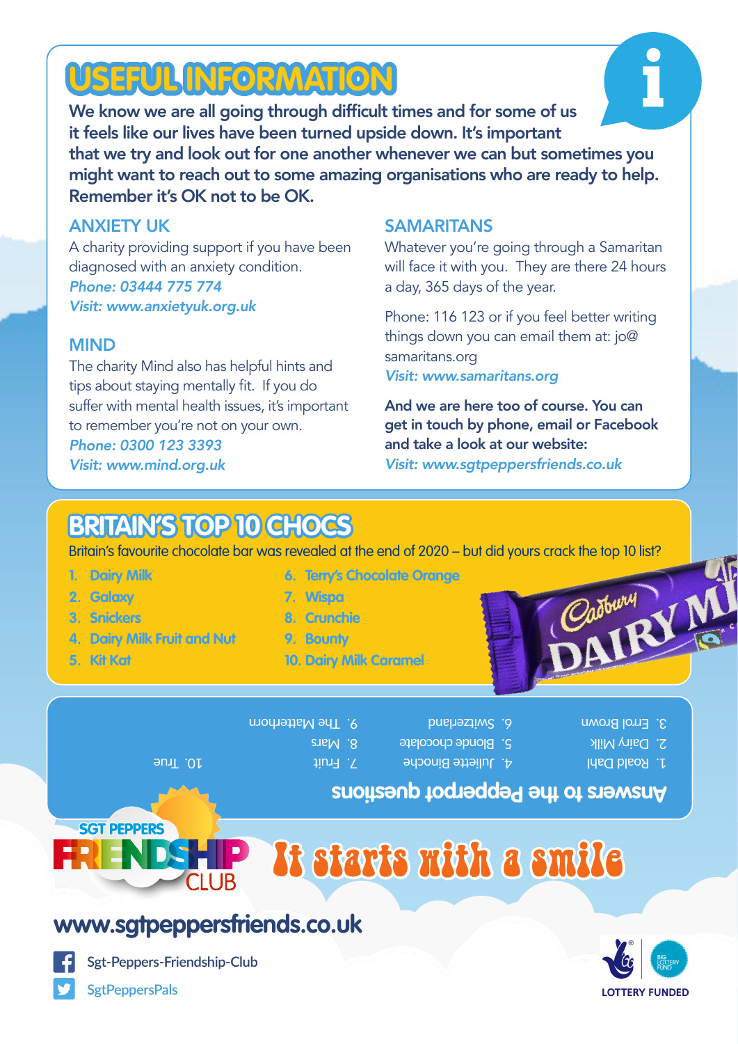# USEFUL INFORMATION

**We know we are all going through difficult times and for some of us it feels like our lives have been turned upside down. It's important that we try and look out for one another whenever we can but sometimes you might want to reach out to some amazing organisations who are ready to help. Remember it's OK not to be OK.**

## ANXIETY UK

A charity providing support if you have been diagnosed with an anxiety condition.

*Phone: 03444 775 774*
*Visit: www.anxietyuk.org.uk*

## MIND

The charity Mind also has helpful hints and tips about staying mentally fit. If you do suffer with mental health issues, it's important to remember you're not on your own.

*Phone: 0300 123 3393*
*Visit: www.mind.org.uk*

## SAMARITANS

Whatever you're going through a Samaritan will face it with you. They are there 24 hours a day, 365 days of the year.

Phone: 116 123 or if you feel better writing things down you can email them at: jo@samaritans.org

*Visit: www.samaritans.org*

**And we are here too of course. You can get in touch by phone, email or Facebook and take a look at our website:**

*Visit: www.sgtpeppersfriends.co.uk*

# BRITAIN'S TOP 10 CHOCS

Britain's favourite chocolate bar was revealed at the end of 2020 – but did yours crack the top 10 list?

1. Dairy Milk
2. Galaxy
3. Snickers
4. Dairy Milk Fruit and Nut
5. Kit Kat
6. Terry's Chocolate Orange
7. Wispa
8. Crunchie
9. Bounty
10. Dairy Milk Caramel

## Answers to the Pepperpot questions

1. Roald Dahl
2. Dairy Milk
3. Errol Brown
4. Juliette Binoche
5. Blonde chocolate
6. Switzerland
7. Fruit
8. Mars
9. The Matterhorn
10. True

SGT PEPPERS FRIENDSHIP CLUB

**It starts with a smile**

**www.sgtpeppersfriends.co.uk**

Sgt-Peppers-Friendship-Club

SgtPeppersPals

LOTTERY FUNDED